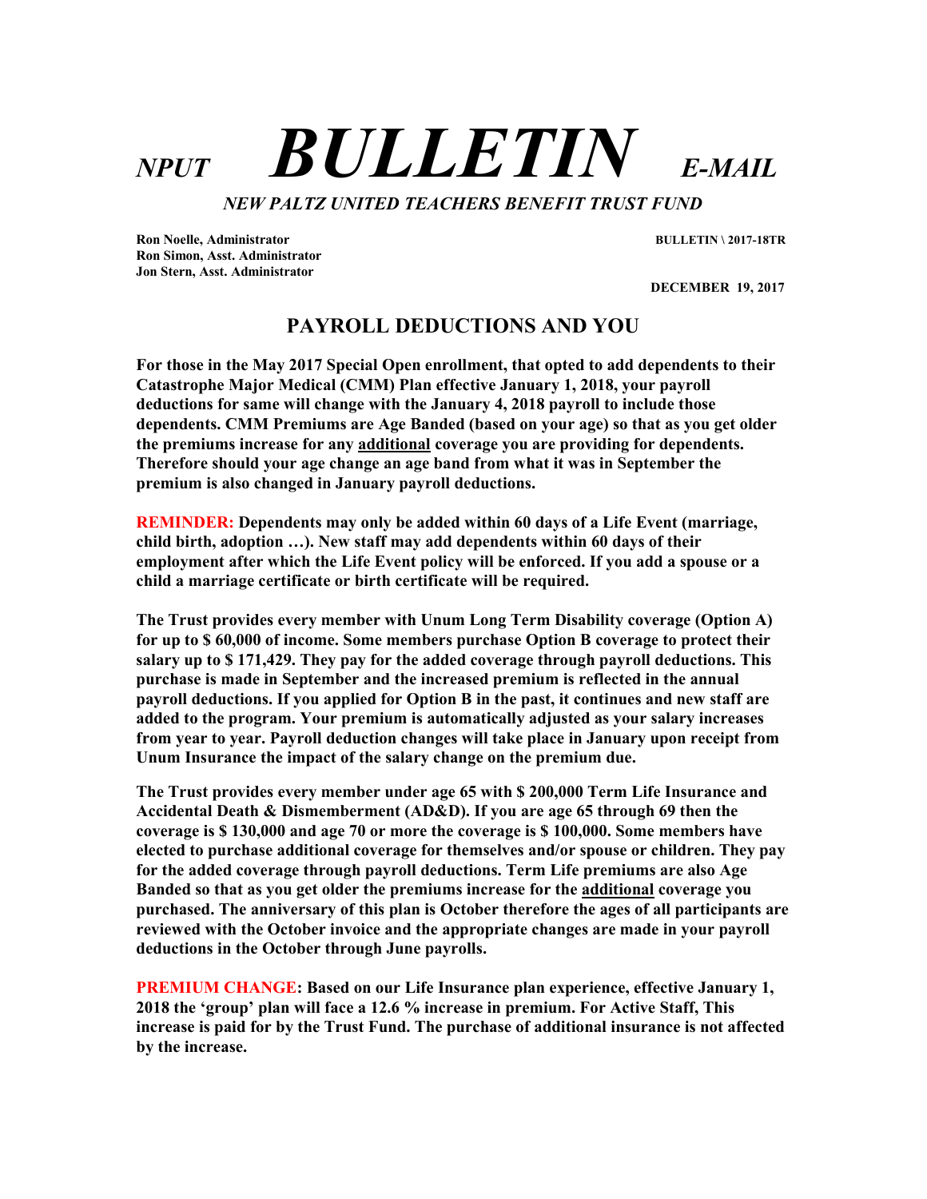# *NPUT* ***BULLETIN*** *E-MAIL*

***NEW PALTZ UNITED TEACHERS BENEFIT TRUST FUND***

**Ron Noelle, Administrator**
**Ron Simon, Asst. Administrator**
**Jon Stern, Asst. Administrator**

**BULLETIN \ 2017-18TR**

**DECEMBER 19, 2017**

## PAYROLL DEDUCTIONS AND YOU

**For those in the May 2017 Special Open enrollment, that opted to add dependents to their Catastrophe Major Medical (CMM) Plan effective January 1, 2018, your payroll deductions for same will change with the January 4, 2018 payroll to include those dependents. CMM Premiums are Age Banded (based on your age) so that as you get older the premiums increase for any <u>additional</u> coverage you are providing for dependents. Therefore should your age change an age band from what it was in September the premium is also changed in January payroll deductions.**

**REMINDER: Dependents may only be added within 60 days of a Life Event (marriage, child birth, adoption …). New staff may add dependents within 60 days of their employment after which the Life Event policy will be enforced. If you add a spouse or a child a marriage certificate or birth certificate will be required.**

**The Trust provides every member with Unum Long Term Disability coverage (Option A) for up to $ 60,000 of income. Some members purchase Option B coverage to protect their salary up to $ 171,429. They pay for the added coverage through payroll deductions. This purchase is made in September and the increased premium is reflected in the annual payroll deductions. If you applied for Option B in the past, it continues and new staff are added to the program. Your premium is automatically adjusted as your salary increases from year to year. Payroll deduction changes will take place in January upon receipt from Unum Insurance the impact of the salary change on the premium due.**

**The Trust provides every member under age 65 with $ 200,000 Term Life Insurance and Accidental Death & Dismemberment (AD&D). If you are age 65 through 69 then the coverage is $ 130,000 and age 70 or more the coverage is $ 100,000. Some members have elected to purchase additional coverage for themselves and/or spouse or children. They pay for the added coverage through payroll deductions. Term Life premiums are also Age Banded so that as you get older the premiums increase for the <u>additional</u> coverage you purchased. The anniversary of this plan is October therefore the ages of all participants are reviewed with the October invoice and the appropriate changes are made in your payroll deductions in the October through June payrolls.**

**PREMIUM CHANGE: Based on our Life Insurance plan experience, effective January 1, 2018 the 'group' plan will face a 12.6 % increase in premium. For Active Staff, This increase is paid for by the Trust Fund. The purchase of additional insurance is not affected by the increase.**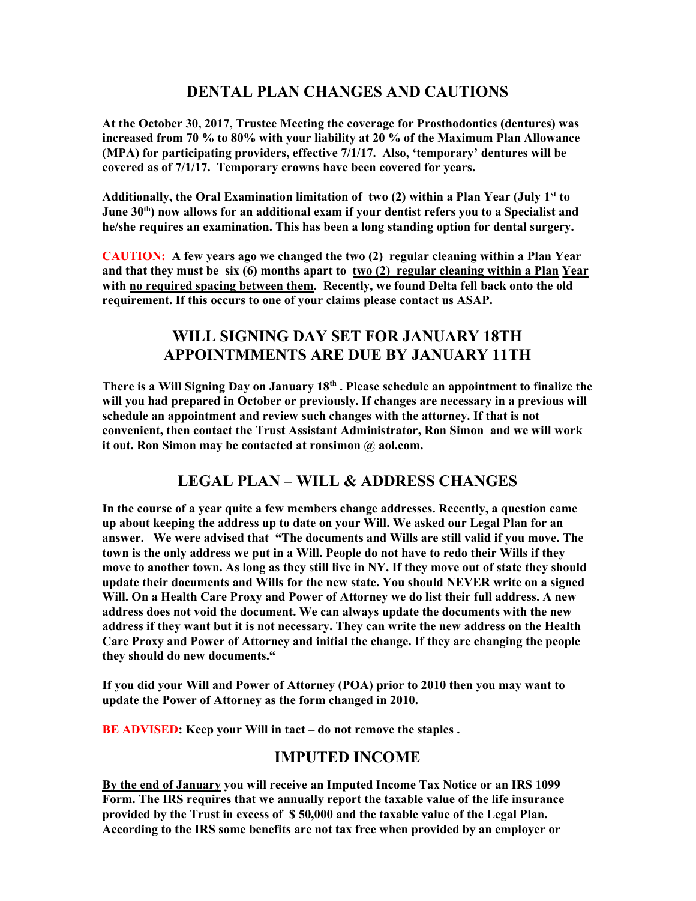## DENTAL PLAN CHANGES AND CAUTIONS

**At the October 30, 2017, Trustee Meeting the coverage for Prosthodontics (dentures) was increased from 70 % to 80% with your liability at 20 % of the Maximum Plan Allowance (MPA) for participating providers, effective 7/1/17. Also, 'temporary' dentures will be covered as of 7/1/17. Temporary crowns have been covered for years.**

**Additionally, the Oral Examination limitation of two (2) within a Plan Year (July 1st to June 30th) now allows for an additional exam if your dentist refers you to a Specialist and he/she requires an examination. This has been a long standing option for dental surgery.**

**CAUTION: A few years ago we changed the two (2) regular cleaning within a Plan Year and that they must be six (6) months apart to <u>two (2) regular cleaning within a Plan Year</u> with <u>no required spacing between them</u>. Recently, we found Delta fell back onto the old requirement. If this occurs to one of your claims please contact us ASAP.**

## WILL SIGNING DAY SET FOR JANUARY 18TH APPOINTMMENTS ARE DUE BY JANUARY 11TH

**There is a Will Signing Day on January 18th . Please schedule an appointment to finalize the will you had prepared in October or previously. If changes are necessary in a previous will schedule an appointment and review such changes with the attorney. If that is not convenient, then contact the Trust Assistant Administrator, Ron Simon and we will work it out. Ron Simon may be contacted at ronsimon @ aol.com.**

## LEGAL PLAN – WILL & ADDRESS CHANGES

**In the course of a year quite a few members change addresses. Recently, a question came up about keeping the address up to date on your Will. We asked our Legal Plan for an answer. We were advised that "The documents and Wills are still valid if you move. The town is the only address we put in a Will. People do not have to redo their Wills if they move to another town. As long as they still live in NY. If they move out of state they should update their documents and Wills for the new state. You should NEVER write on a signed Will. On a Health Care Proxy and Power of Attorney we do list their full address. A new address does not void the document. We can always update the documents with the new address if they want but it is not necessary. They can write the new address on the Health Care Proxy and Power of Attorney and initial the change. If they are changing the people they should do new documents."**

**If you did your Will and Power of Attorney (POA) prior to 2010 then you may want to update the Power of Attorney as the form changed in 2010.**

**BE ADVISED: Keep your Will in tact – do not remove the staples .**

## IMPUTED INCOME

**<u>By the end of January</u> you will receive an Imputed Income Tax Notice or an IRS 1099 Form. The IRS requires that we annually report the taxable value of the life insurance provided by the Trust in excess of $ 50,000 and the taxable value of the Legal Plan. According to the IRS some benefits are not tax free when provided by an employer or**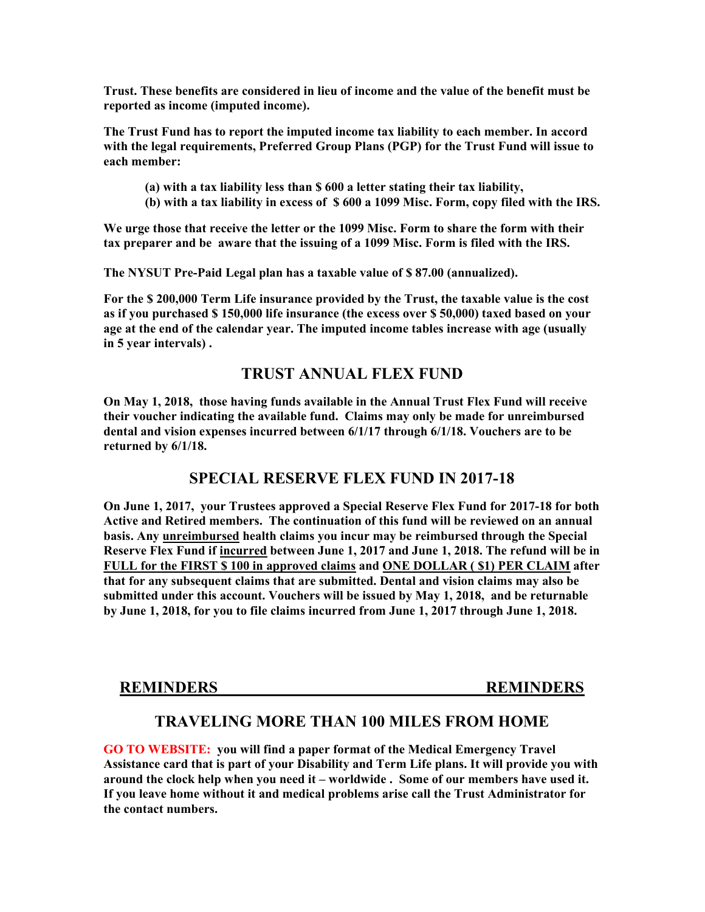**Trust. These benefits are considered in lieu of income and the value of the benefit must be reported as income (imputed income).**

**The Trust Fund has to report the imputed income tax liability to each member. In accord with the legal requirements, Preferred Group Plans (PGP) for the Trust Fund will issue to each member:**

**(a) with a tax liability less than $ 600 a letter stating their tax liability,**
**(b) with a tax liability in excess of $ 600 a 1099 Misc. Form, copy filed with the IRS.**

**We urge those that receive the letter or the 1099 Misc. Form to share the form with their tax preparer and be aware that the issuing of a 1099 Misc. Form is filed with the IRS.**

**The NYSUT Pre-Paid Legal plan has a taxable value of $ 87.00 (annualized).**

**For the $ 200,000 Term Life insurance provided by the Trust, the taxable value is the cost as if you purchased $ 150,000 life insurance (the excess over $ 50,000) taxed based on your age at the end of the calendar year. The imputed income tables increase with age (usually in 5 year intervals) .**

## TRUST ANNUAL FLEX FUND

**On May 1, 2018, those having funds available in the Annual Trust Flex Fund will receive their voucher indicating the available fund. Claims may only be made for unreimbursed dental and vision expenses incurred between 6/1/17 through 6/1/18. Vouchers are to be returned by 6/1/18.**

## SPECIAL RESERVE FLEX FUND IN 2017-18

**On June 1, 2017, your Trustees approved a Special Reserve Flex Fund for 2017-18 for both Active and Retired members. The continuation of this fund will be reviewed on an annual basis. Any <u>unreimbursed</u> health claims you incur may be reimbursed through the Special Reserve Flex Fund if <u>incurred</u> between June 1, 2017 and June 1, 2018. The refund will be in <u>FULL for the FIRST $ 100 in approved claims</u> and <u>ONE DOLLAR ( $1) PER CLAIM</u> after that for any subsequent claims that are submitted. Dental and vision claims may also be submitted under this account. Vouchers will be issued by May 1, 2018, and be returnable by June 1, 2018, for you to file claims incurred from June 1, 2017 through June 1, 2018.**

## REMINDERS REMINDERS

## TRAVELING MORE THAN 100 MILES FROM HOME

**GO TO WEBSITE: you will find a paper format of the Medical Emergency Travel Assistance card that is part of your Disability and Term Life plans. It will provide you with around the clock help when you need it – worldwide . Some of our members have used it. If you leave home without it and medical problems arise call the Trust Administrator for the contact numbers.**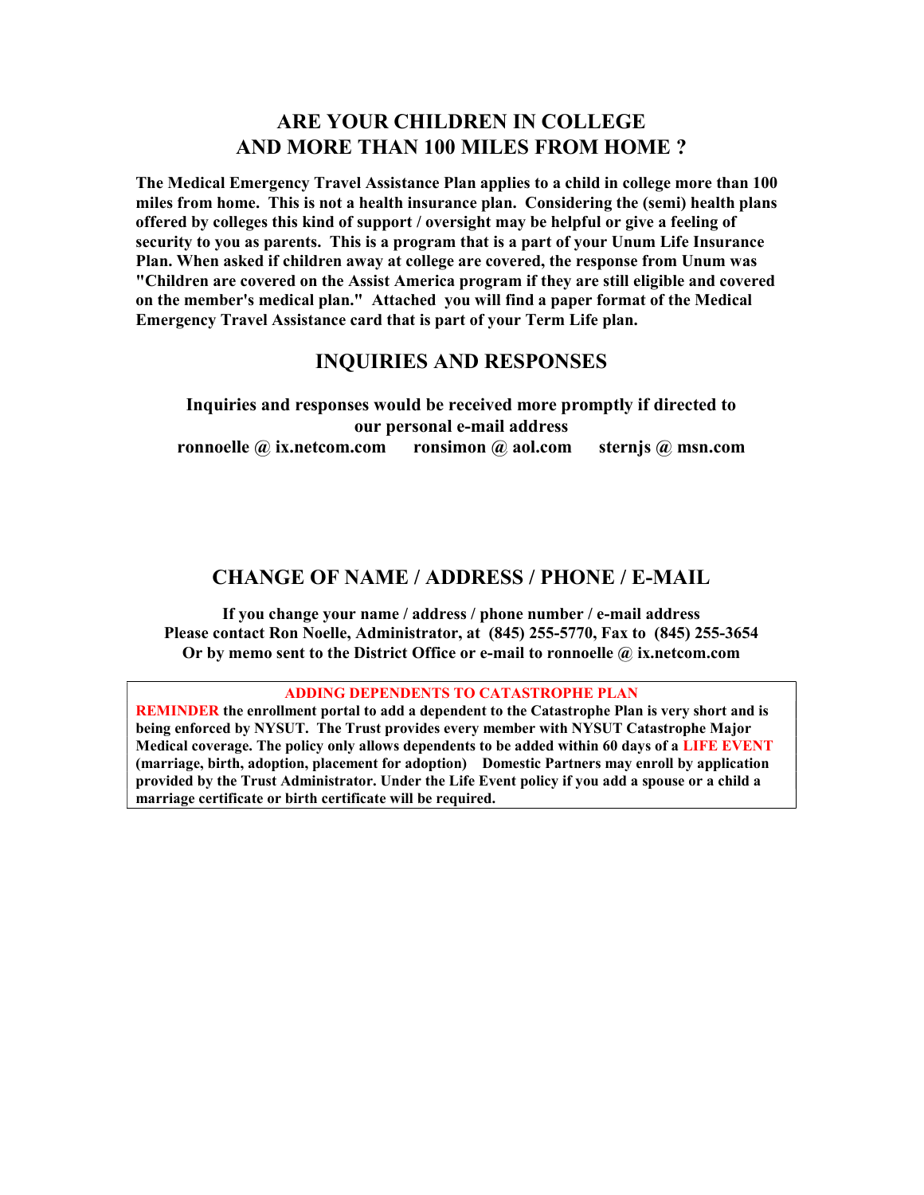## ARE YOUR CHILDREN IN COLLEGE AND MORE THAN 100 MILES FROM HOME ?

**The Medical Emergency Travel Assistance Plan applies to a child in college more than 100 miles from home. This is not a health insurance plan. Considering the (semi) health plans offered by colleges this kind of support / oversight may be helpful or give a feeling of security to you as parents. This is a program that is a part of your Unum Life Insurance Plan. When asked if children away at college are covered, the response from Unum was "Children are covered on the Assist America program if they are still eligible and covered on the member's medical plan." Attached you will find a paper format of the Medical Emergency Travel Assistance card that is part of your Term Life plan.**

## INQUIRIES AND RESPONSES

**Inquiries and responses would be received more promptly if directed to our personal e-mail address**
**ronnoelle @ ix.netcom.com ronsimon @ aol.com sternjs @ msn.com**

## CHANGE OF NAME / ADDRESS / PHONE / E-MAIL

**If you change your name / address / phone number / e-mail address**
**Please contact Ron Noelle, Administrator, at (845) 255-5770, Fax to (845) 255-3654**
**Or by memo sent to the District Office or e-mail to ronnoelle @ ix.netcom.com**

**ADDING DEPENDENTS TO CATASTROPHE PLAN**

**REMINDER the enrollment portal to add a dependent to the Catastrophe Plan is very short and is being enforced by NYSUT. The Trust provides every member with NYSUT Catastrophe Major Medical coverage. The policy only allows dependents to be added within 60 days of a LIFE EVENT (marriage, birth, adoption, placement for adoption) Domestic Partners may enroll by application provided by the Trust Administrator. Under the Life Event policy if you add a spouse or a child a marriage certificate or birth certificate will be required.**